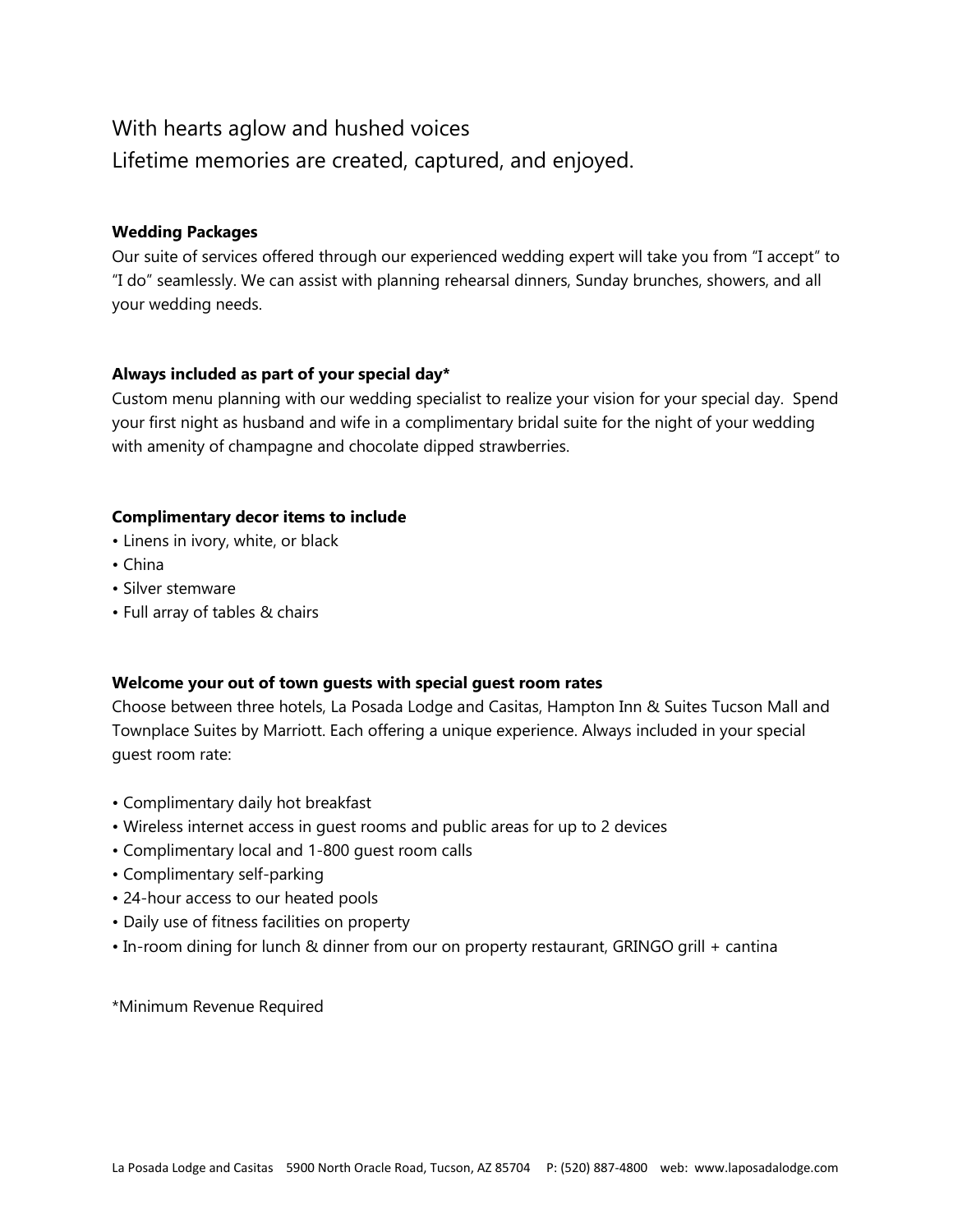With hearts aglow and hushed voices
Lifetime memories are created, captured, and enjoyed.

**Wedding Packages**
Our suite of services offered through our experienced wedding expert will take you from "I accept" to "I do" seamlessly. We can assist with planning rehearsal dinners, Sunday brunches, showers, and all your wedding needs.

**Always included as part of your special day***
Custom menu planning with our wedding specialist to realize your vision for your special day. Spend your first night as husband and wife in a complimentary bridal suite for the night of your wedding with amenity of champagne and chocolate dipped strawberries.

**Complimentary decor items to include**

- Linens in ivory, white, or black
- China
- Silver stemware
- Full array of tables & chairs

**Welcome your out of town guests with special guest room rates**
Choose between three hotels, La Posada Lodge and Casitas, Hampton Inn & Suites Tucson Mall and Townplace Suites by Marriott. Each offering a unique experience. Always included in your special guest room rate:

- Complimentary daily hot breakfast
- Wireless internet access in guest rooms and public areas for up to 2 devices
- Complimentary local and 1-800 guest room calls
- Complimentary self-parking
- 24-hour access to our heated pools
- Daily use of fitness facilities on property
- In-room dining for lunch & dinner from our on property restaurant, GRINGO grill + cantina

*Minimum Revenue Required

La Posada Lodge and Casitas 5900 North Oracle Road, Tucson, AZ 85704 P: (520) 887-4800 web: www.laposadalodge.com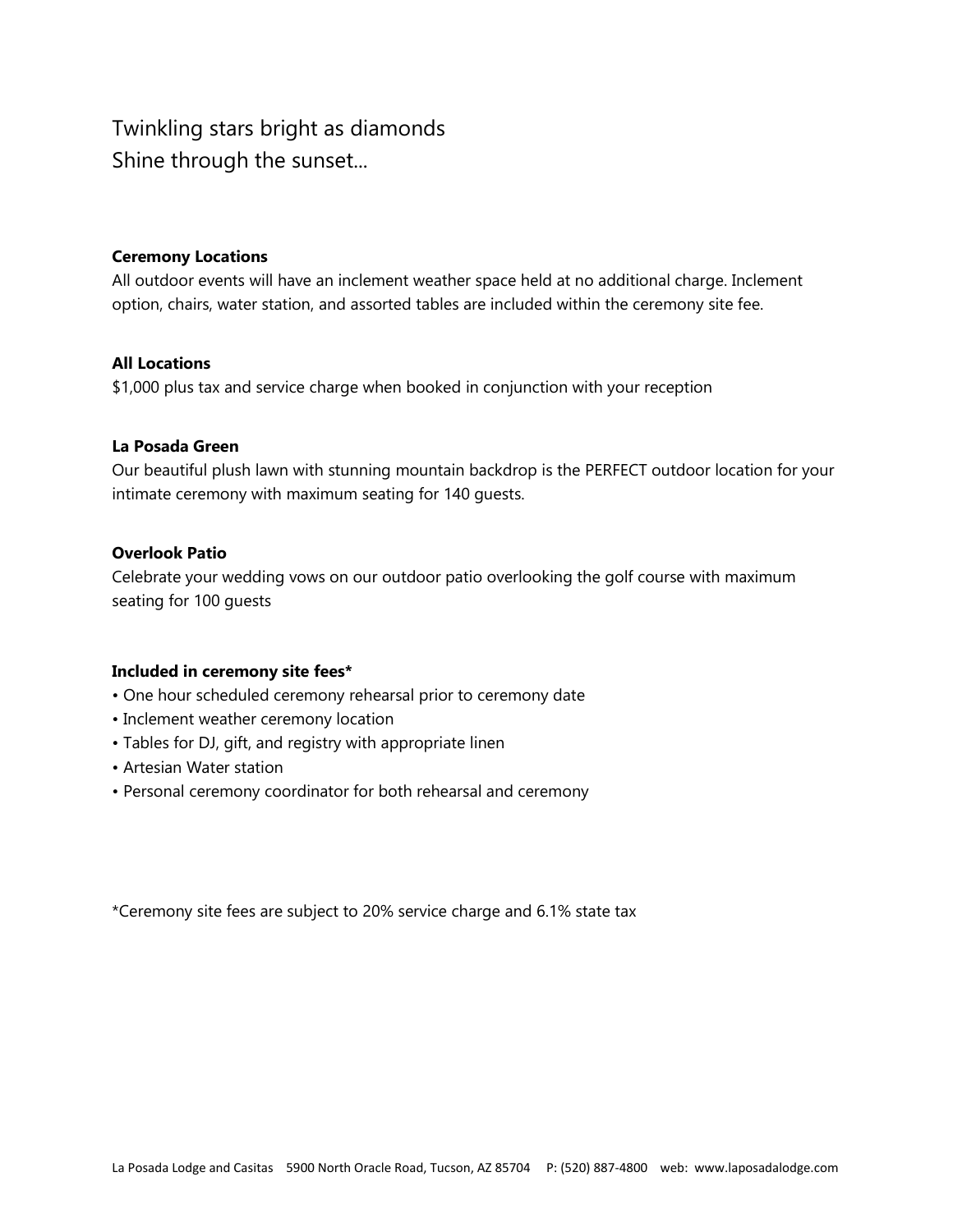Twinkling stars bright as diamonds
Shine through the sunset...

**Ceremony Locations**

All outdoor events will have an inclement weather space held at no additional charge. Inclement option, chairs, water station, and assorted tables are included within the ceremony site fee.

**All Locations**

$1,000 plus tax and service charge when booked in conjunction with your reception

**La Posada Green**

Our beautiful plush lawn with stunning mountain backdrop is the PERFECT outdoor location for your intimate ceremony with maximum seating for 140 guests.

**Overlook Patio**

Celebrate your wedding vows on our outdoor patio overlooking the golf course with maximum seating for 100 guests

**Included in ceremony site fees***

- One hour scheduled ceremony rehearsal prior to ceremony date
- Inclement weather ceremony location
- Tables for DJ, gift, and registry with appropriate linen
- Artesian Water station
- Personal ceremony coordinator for both rehearsal and ceremony

*Ceremony site fees are subject to 20% service charge and 6.1% state tax

La Posada Lodge and Casitas 5900 North Oracle Road, Tucson, AZ 85704 P: (520) 887-4800 web: www.laposadalodge.com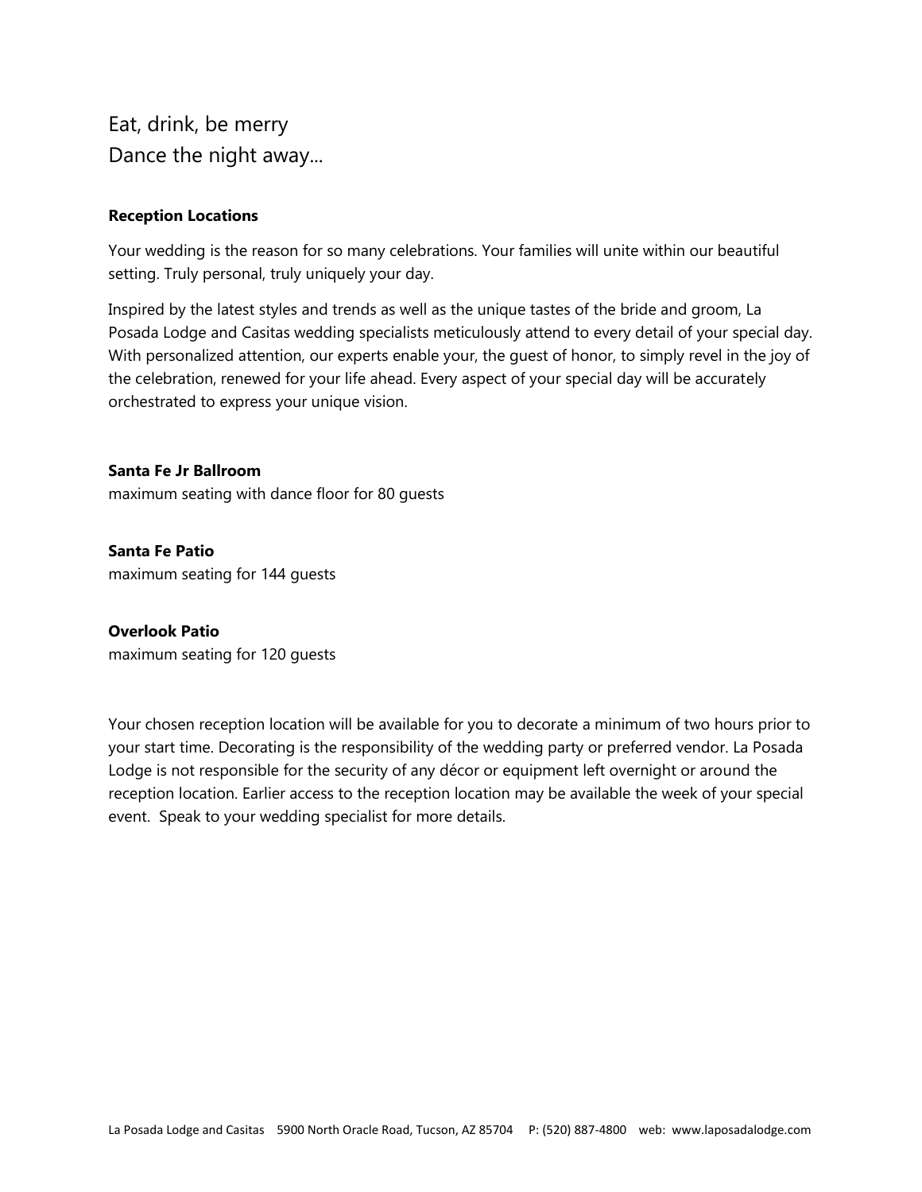Eat, drink, be merry
Dance the night away...

**Reception Locations**

Your wedding is the reason for so many celebrations. Your families will unite within our beautiful setting. Truly personal, truly uniquely your day.

Inspired by the latest styles and trends as well as the unique tastes of the bride and groom, La Posada Lodge and Casitas wedding specialists meticulously attend to every detail of your special day. With personalized attention, our experts enable your, the guest of honor, to simply revel in the joy of the celebration, renewed for your life ahead. Every aspect of your special day will be accurately orchestrated to express your unique vision.

**Santa Fe Jr Ballroom**
maximum seating with dance floor for 80 guests

**Santa Fe Patio**
maximum seating for 144 guests

**Overlook Patio**
maximum seating for 120 guests

Your chosen reception location will be available for you to decorate a minimum of two hours prior to your start time. Decorating is the responsibility of the wedding party or preferred vendor. La Posada Lodge is not responsible for the security of any décor or equipment left overnight or around the reception location. Earlier access to the reception location may be available the week of your special event. Speak to your wedding specialist for more details.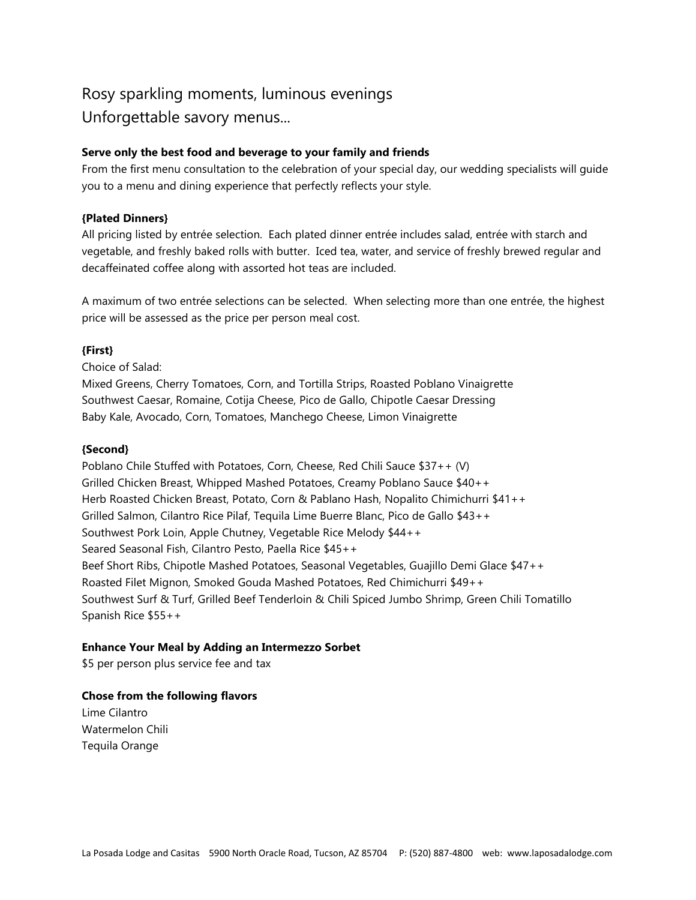Rosy sparkling moments, luminous evenings
Unforgettable savory menus...

**Serve only the best food and beverage to your family and friends**

From the first menu consultation to the celebration of your special day, our wedding specialists will guide you to a menu and dining experience that perfectly reflects your style.

**{Plated Dinners}**

All pricing listed by entrée selection. Each plated dinner entrée includes salad, entrée with starch and vegetable, and freshly baked rolls with butter. Iced tea, water, and service of freshly brewed regular and decaffeinated coffee along with assorted hot teas are included.

A maximum of two entrée selections can be selected. When selecting more than one entrée, the highest price will be assessed as the price per person meal cost.

**{First}**

Choice of Salad:
Mixed Greens, Cherry Tomatoes, Corn, and Tortilla Strips, Roasted Poblano Vinaigrette
Southwest Caesar, Romaine, Cotija Cheese, Pico de Gallo, Chipotle Caesar Dressing
Baby Kale, Avocado, Corn, Tomatoes, Manchego Cheese, Limon Vinaigrette

**{Second}**

Poblano Chile Stuffed with Potatoes, Corn, Cheese, Red Chili Sauce $37++ (V)
Grilled Chicken Breast, Whipped Mashed Potatoes, Creamy Poblano Sauce $40++
Herb Roasted Chicken Breast, Potato, Corn & Pablano Hash, Nopalito Chimichurri $41++
Grilled Salmon, Cilantro Rice Pilaf, Tequila Lime Buerre Blanc, Pico de Gallo $43++
Southwest Pork Loin, Apple Chutney, Vegetable Rice Melody $44++
Seared Seasonal Fish, Cilantro Pesto, Paella Rice $45++
Beef Short Ribs, Chipotle Mashed Potatoes, Seasonal Vegetables, Guajillo Demi Glace $47++
Roasted Filet Mignon, Smoked Gouda Mashed Potatoes, Red Chimichurri $49++
Southwest Surf & Turf, Grilled Beef Tenderloin & Chili Spiced Jumbo Shrimp, Green Chili Tomatillo Spanish Rice $55++

**Enhance Your Meal by Adding an Intermezzo Sorbet**

$5 per person plus service fee and tax

**Chose from the following flavors**

Lime Cilantro
Watermelon Chili
Tequila Orange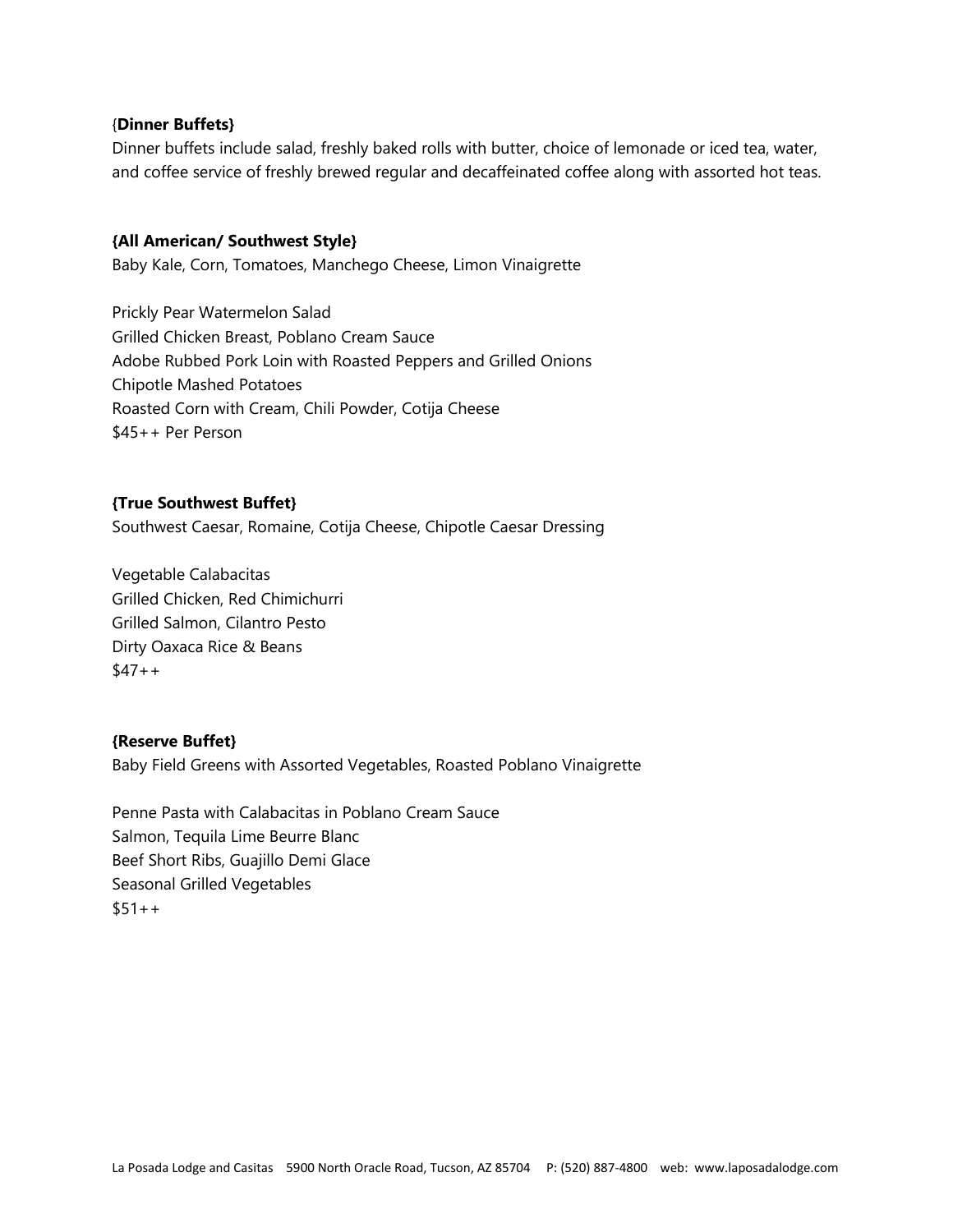## {Dinner Buffets}

Dinner buffets include salad, freshly baked rolls with butter, choice of lemonade or iced tea, water, and coffee service of freshly brewed regular and decaffeinated coffee along with assorted hot teas.

### {All American/ Southwest Style}

Baby Kale, Corn, Tomatoes, Manchego Cheese, Limon Vinaigrette

Prickly Pear Watermelon Salad
Grilled Chicken Breast, Poblano Cream Sauce
Adobe Rubbed Pork Loin with Roasted Peppers and Grilled Onions
Chipotle Mashed Potatoes
Roasted Corn with Cream, Chili Powder, Cotija Cheese
$45++ Per Person

### {True Southwest Buffet}

Southwest Caesar, Romaine, Cotija Cheese, Chipotle Caesar Dressing

Vegetable Calabacitas
Grilled Chicken, Red Chimichurri
Grilled Salmon, Cilantro Pesto
Dirty Oaxaca Rice & Beans
$47++

### {Reserve Buffet}

Baby Field Greens with Assorted Vegetables, Roasted Poblano Vinaigrette

Penne Pasta with Calabacitas in Poblano Cream Sauce
Salmon, Tequila Lime Beurre Blanc
Beef Short Ribs, Guajillo Demi Glace
Seasonal Grilled Vegetables
$51++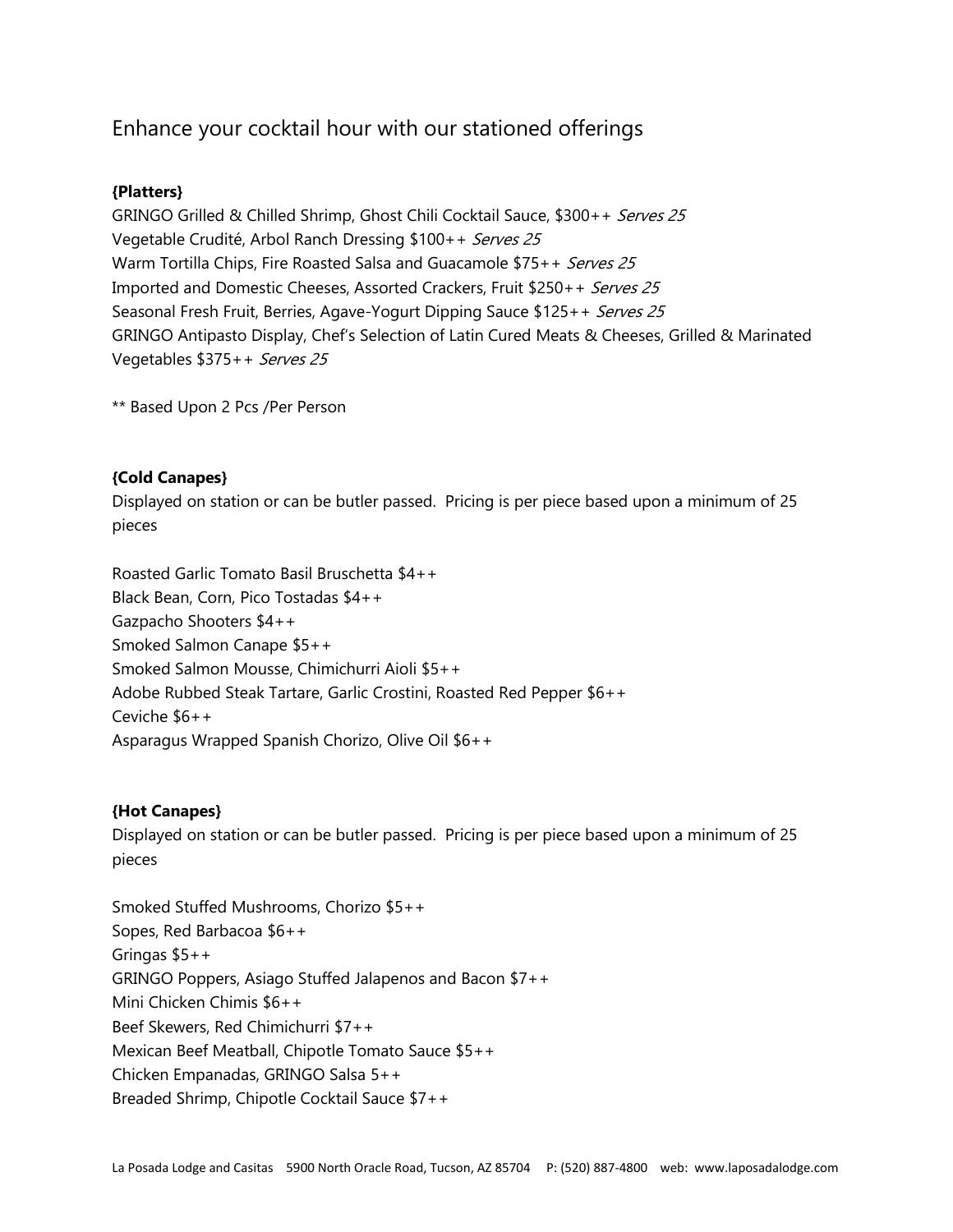## Enhance your cocktail hour with our stationed offerings

**{Platters}**

GRINGO Grilled & Chilled Shrimp, Ghost Chili Cocktail Sauce, $300++ *Serves 25*
Vegetable Crudité, Arbol Ranch Dressing $100++ *Serves 25*
Warm Tortilla Chips, Fire Roasted Salsa and Guacamole $75++ *Serves 25*
Imported and Domestic Cheeses, Assorted Crackers, Fruit $250++ *Serves 25*
Seasonal Fresh Fruit, Berries, Agave-Yogurt Dipping Sauce $125++ *Serves 25*
GRINGO Antipasto Display, Chef's Selection of Latin Cured Meats & Cheeses, Grilled & Marinated Vegetables $375++ *Serves 25*

** Based Upon 2 Pcs /Per Person

**{Cold Canapes}**

Displayed on station or can be butler passed. Pricing is per piece based upon a minimum of 25 pieces

Roasted Garlic Tomato Basil Bruschetta $4++
Black Bean, Corn, Pico Tostadas $4++
Gazpacho Shooters $4++
Smoked Salmon Canape $5++
Smoked Salmon Mousse, Chimichurri Aioli $5++
Adobe Rubbed Steak Tartare, Garlic Crostini, Roasted Red Pepper $6++
Ceviche $6++
Asparagus Wrapped Spanish Chorizo, Olive Oil $6++

**{Hot Canapes}**

Displayed on station or can be butler passed. Pricing is per piece based upon a minimum of 25 pieces

Smoked Stuffed Mushrooms, Chorizo $5++
Sopes, Red Barbacoa $6++
Gringas $5++
GRINGO Poppers, Asiago Stuffed Jalapenos and Bacon $7++
Mini Chicken Chimis $6++
Beef Skewers, Red Chimichurri $7++
Mexican Beef Meatball, Chipotle Tomato Sauce $5++
Chicken Empanadas, GRINGO Salsa 5++
Breaded Shrimp, Chipotle Cocktail Sauce $7++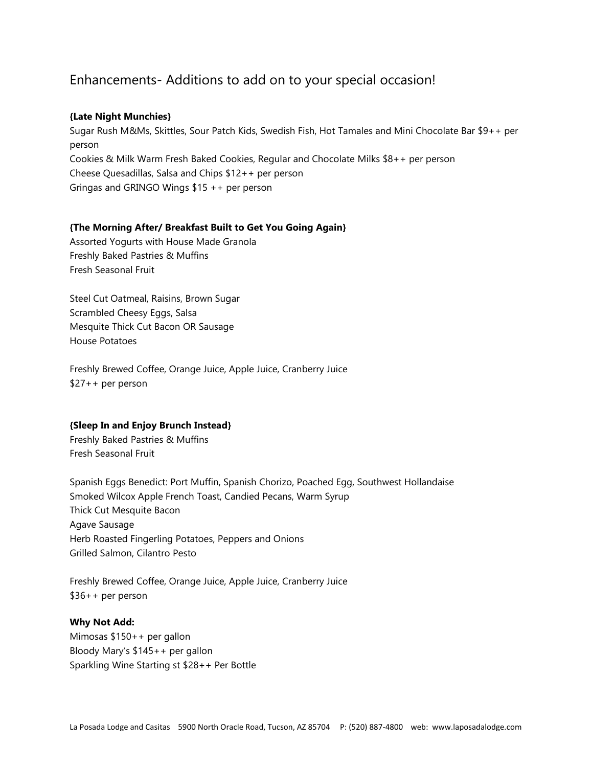## Enhancements- Additions to add on to your special occasion!

**{Late Night Munchies}**

Sugar Rush M&Ms, Skittles, Sour Patch Kids, Swedish Fish, Hot Tamales and Mini Chocolate Bar $9++ per person

Cookies & Milk Warm Fresh Baked Cookies, Regular and Chocolate Milks $8++ per person

Cheese Quesadillas, Salsa and Chips $12++ per person

Gringas and GRINGO Wings $15 ++ per person

**{The Morning After/ Breakfast Built to Get You Going Again}**

Assorted Yogurts with House Made Granola

Freshly Baked Pastries & Muffins

Fresh Seasonal Fruit

Steel Cut Oatmeal, Raisins, Brown Sugar

Scrambled Cheesy Eggs, Salsa

Mesquite Thick Cut Bacon OR Sausage

House Potatoes

Freshly Brewed Coffee, Orange Juice, Apple Juice, Cranberry Juice

$27++ per person

**{Sleep In and Enjoy Brunch Instead}**

Freshly Baked Pastries & Muffins

Fresh Seasonal Fruit

Spanish Eggs Benedict: Port Muffin, Spanish Chorizo, Poached Egg, Southwest Hollandaise

Smoked Wilcox Apple French Toast, Candied Pecans, Warm Syrup

Thick Cut Mesquite Bacon

Agave Sausage

Herb Roasted Fingerling Potatoes, Peppers and Onions

Grilled Salmon, Cilantro Pesto

Freshly Brewed Coffee, Orange Juice, Apple Juice, Cranberry Juice

$36++ per person

**Why Not Add:**

Mimosas $150++ per gallon

Bloody Mary's $145++ per gallon

Sparkling Wine Starting st $28++ Per Bottle

La Posada Lodge and Casitas 5900 North Oracle Road, Tucson, AZ 85704 P: (520) 887-4800 web: www.laposadalodge.com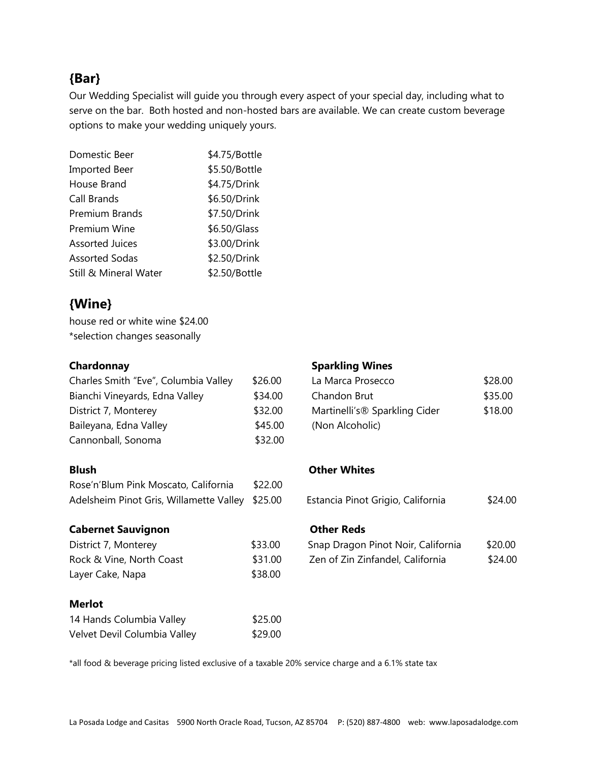## {Bar}

Our Wedding Specialist will guide you through every aspect of your special day, including what to serve on the bar. Both hosted and non-hosted bars are available. We can create custom beverage options to make your wedding uniquely yours.

| | |
|---|---|
| Domestic Beer | $4.75/Bottle |
| Imported Beer | $5.50/Bottle |
| House Brand | $4.75/Drink |
| Call Brands | $6.50/Drink |
| Premium Brands | $7.50/Drink |
| Premium Wine | $6.50/Glass |
| Assorted Juices | $3.00/Drink |
| Assorted Sodas | $2.50/Drink |
| Still & Mineral Water | $2.50/Bottle |

## {Wine}

house red or white wine $24.00
*selection changes seasonally

**Chardonnay**

| | |
|---|---|
| Charles Smith "Eve", Columbia Valley | $26.00 |
| Bianchi Vineyards, Edna Valley | $34.00 |
| District 7, Monterey | $32.00 |
| Baileyana, Edna Valley | $45.00 |
| Cannonball, Sonoma | $32.00 |

**Blush**

| | |
|---|---|
| Rose'n'Blum Pink Moscato, California | $22.00 |
| Adelsheim Pinot Gris, Willamette Valley | $25.00 |

**Cabernet Sauvignon**

| | |
|---|---|
| District 7, Monterey | $33.00 |
| Rock & Vine, North Coast | $31.00 |
| Layer Cake, Napa | $38.00 |

**Merlot**

| | |
|---|---|
| 14 Hands Columbia Valley | $25.00 |
| Velvet Devil Columbia Valley | $29.00 |

**Sparkling Wines**

| | |
|---|---|
| La Marca Prosecco | $28.00 |
| Chandon Brut | $35.00 |
| Martinelli's® Sparkling Cider (Non Alcoholic) | $18.00 |

**Other Whites**

| | |
|---|---|
| Estancia Pinot Grigio, California | $24.00 |

**Other Reds**

| | |
|---|---|
| Snap Dragon Pinot Noir, California | $20.00 |
| Zen of Zin Zinfandel, California | $24.00 |

*all food & beverage pricing listed exclusive of a taxable 20% service charge and a 6.1% state tax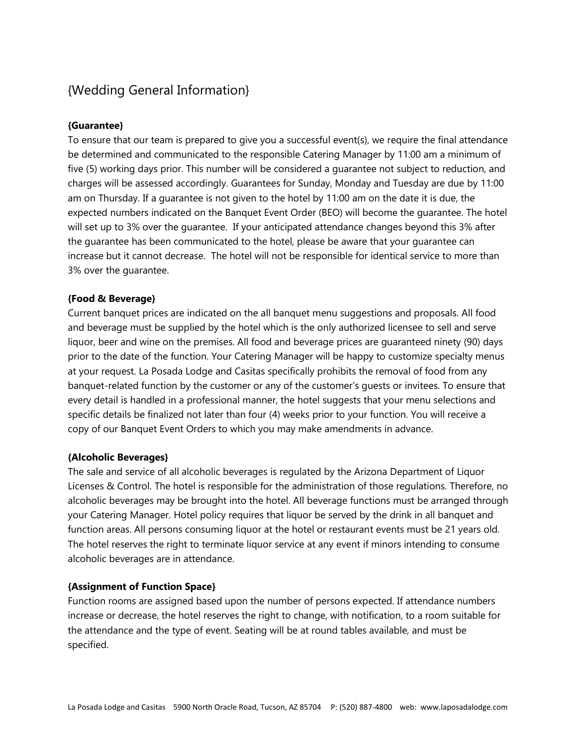# {Wedding General Information}

**{Guarantee}**

To ensure that our team is prepared to give you a successful event(s), we require the final attendance be determined and communicated to the responsible Catering Manager by 11:00 am a minimum of five (5) working days prior. This number will be considered a guarantee not subject to reduction, and charges will be assessed accordingly. Guarantees for Sunday, Monday and Tuesday are due by 11:00 am on Thursday. If a guarantee is not given to the hotel by 11:00 am on the date it is due, the expected numbers indicated on the Banquet Event Order (BEO) will become the guarantee. The hotel will set up to 3% over the guarantee. If your anticipated attendance changes beyond this 3% after the guarantee has been communicated to the hotel, please be aware that your guarantee can increase but it cannot decrease. The hotel will not be responsible for identical service to more than 3% over the guarantee.

**{Food & Beverage}**

Current banquet prices are indicated on the all banquet menu suggestions and proposals. All food and beverage must be supplied by the hotel which is the only authorized licensee to sell and serve liquor, beer and wine on the premises. All food and beverage prices are guaranteed ninety (90) days prior to the date of the function. Your Catering Manager will be happy to customize specialty menus at your request. La Posada Lodge and Casitas specifically prohibits the removal of food from any banquet-related function by the customer or any of the customer's guests or invitees. To ensure that every detail is handled in a professional manner, the hotel suggests that your menu selections and specific details be finalized not later than four (4) weeks prior to your function. You will receive a copy of our Banquet Event Orders to which you may make amendments in advance.

**{Alcoholic Beverages}**

The sale and service of all alcoholic beverages is regulated by the Arizona Department of Liquor Licenses & Control. The hotel is responsible for the administration of those regulations. Therefore, no alcoholic beverages may be brought into the hotel. All beverage functions must be arranged through your Catering Manager. Hotel policy requires that liquor be served by the drink in all banquet and function areas. All persons consuming liquor at the hotel or restaurant events must be 21 years old. The hotel reserves the right to terminate liquor service at any event if minors intending to consume alcoholic beverages are in attendance.

**{Assignment of Function Space}**

Function rooms are assigned based upon the number of persons expected. If attendance numbers increase or decrease, the hotel reserves the right to change, with notification, to a room suitable for the attendance and the type of event. Seating will be at round tables available, and must be specified.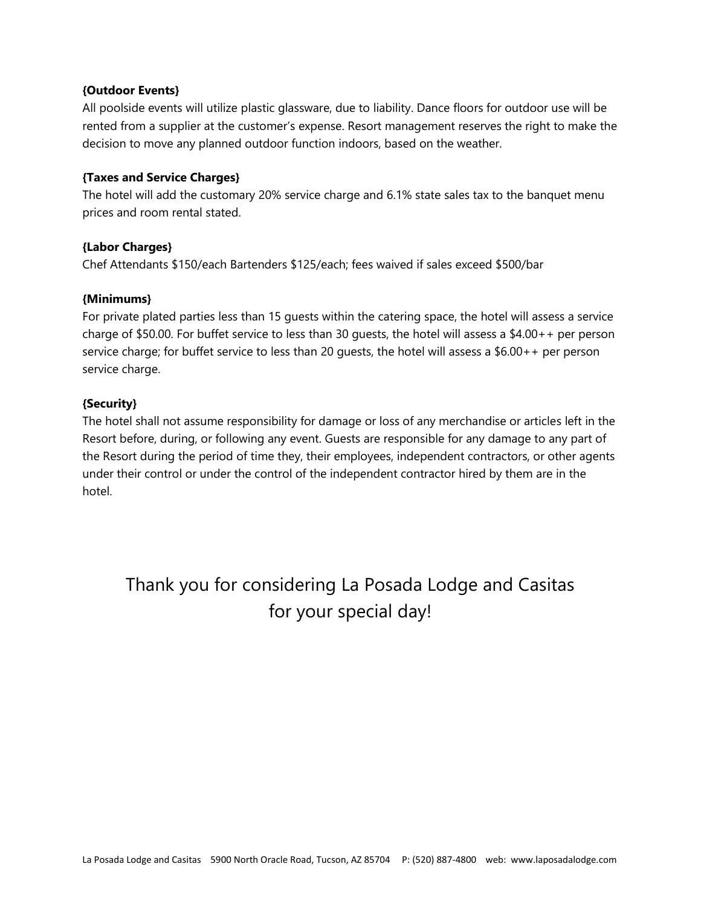**{Outdoor Events}**

All poolside events will utilize plastic glassware, due to liability. Dance floors for outdoor use will be rented from a supplier at the customer's expense. Resort management reserves the right to make the decision to move any planned outdoor function indoors, based on the weather.

**{Taxes and Service Charges}**

The hotel will add the customary 20% service charge and 6.1% state sales tax to the banquet menu prices and room rental stated.

**{Labor Charges}**

Chef Attendants $150/each Bartenders $125/each; fees waived if sales exceed $500/bar

**{Minimums}**

For private plated parties less than 15 guests within the catering space, the hotel will assess a service charge of $50.00. For buffet service to less than 30 guests, the hotel will assess a $4.00++ per person service charge; for buffet service to less than 20 guests, the hotel will assess a $6.00++ per person service charge.

**{Security}**

The hotel shall not assume responsibility for damage or loss of any merchandise or articles left in the Resort before, during, or following any event. Guests are responsible for any damage to any part of the Resort during the period of time they, their employees, independent contractors, or other agents under their control or under the control of the independent contractor hired by them are in the hotel.

Thank you for considering La Posada Lodge and Casitas
for your special day!